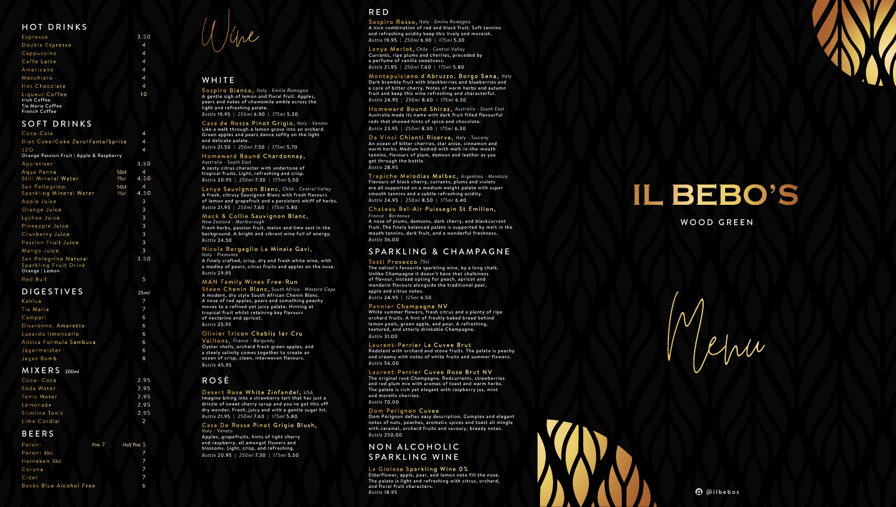## HOT DRINKS

| | |
|---|---|
| Espresso | 3.50 |
| Double Espresso | 4 |
| Cappuccino | 4 |
| Caffe Latte | 4 |
| Americano | 4 |
| Macchiato | 4 |
| Hot Chocolate | 4 |
| Liqueur Coffee<br>Irish Coffee<br>Tia Maria Coffee<br>French Coffee | 10 |

## SOFT DRINKS

| | | |
|---|---|---|
| Coca-Cola | | 4 |
| Diet Coke/Coke Zero/Fanta/Sprite | | 4 |
| J2O<br>Orange Passion Fruit \| Apple & Raspberry | | |
| Appletiser | | 3.50 |
| Aqua Panna<br>Still Mineral Water | 50cl<br>75cl | 4<br>4.50 |
| San Pellegrino<br>Sparkling Mineral Water | 50cl<br>75cl | 4<br>4.50 |
| Apple Juice | | 3 |
| Orange Juice | | 3 |
| Lychee Juice | | 3 |
| Pineapple Juice | | 3 |
| Cranberry Juice | | 3 |
| Passion Fruit Juice | | 3 |
| Mango Juice | | 3 |
| San Pelegrino Natural Sparkling Fruit Drink<br>Orange \| Lemon | | 3.50 |
| Red Bull | | 5 |

## DIGESTIVES

| | 25ml |
|---|---|
| Kahlua | 7 |
| Tia Maria | 7 |
| Campari | 6 |
| Disaronno, Amaretto | 6 |
| Luxardo limoncello | 6 |
| Antica Formula Sambuca | 6 |
| Jägermeister | 6 |
| Jager Bomb | 8 |

## MIXERS 200ml

| | |
|---|---|
| Coca- Coca | 2.95 |
| Soda Water | 2.95 |
| Tonic Water | 2.95 |
| Lemonade | 2.95 |
| Slimline Tonic | 2.95 |
| Lime Cordial | 2 |

## BEERS

| | Pint | Half Pint |
|---|---|---|
| Peroni | 7 | 5 |
| Peroni 33cl | | 7 |
| Heineken 33cl | | 7 |
| Corona | | 7 |
| Cider | | 7 |
| Becks Blue Alcohol Free | | 6 |

# Wine

## WHITE

**Sospiro Bianco,** *Italy - Emilia Romagna*
A gentle sigh of lemon and floral fruit. Apples, pears and notes of chamomile amble across the light and refreshing palate.
*Bottle* 19.95 | *250ml* 6.90 | *175ml* 5.30

**Casa de Rossa Pinot Grigio,** *Italy - Veneto*
Like a walk through a lemon grove into an orchard. Green apples and pears dance softly on the light and delicate palate.
*Bottle* 21.50 | *250ml* 7.50 | *175ml* 5.70

**Homeward Bound Chardonnay,** *Australia - South East*
A zesty citrus character with undertone of tropical fruits. Light, refreshing and crisp.
*Bottle* 20.95 | *250ml* 7.30 | *175ml* 5.50

**Lanya Sauvignon Blanc,** *Chile - Central Valley*
A fresh, citrusy Sauvignon Blanc with fresh flavours of lemon and grapefruit and a persistent whiff of herbs.
*Bottle* 21.95 | *250ml* 7.60 | *175ml* 5.80

**Mack & Collie Sauvignon Blanc,** *New Zealand - Marlborough*
Fresh herbs, passion fruit, melon and lime zest in the background. A bright and vibrant wine full of energy.
*Bottle* 24.50

**Nicola Bergaglio La Minaia Gavi,** *Italy - Piemonte*
A finely crafted, crisp, dry and fresh white wine, with a medley of pears, citrus fruits and apples on the nose.
*Bottle* 29.95

**MAN Family Wines Free-Run Steen Chenin Blanc,** *South Africa - Western Cape*
A modern, dry style South African Chenin Blanc. A nose of red apples, pears and something peachy moves to a refined yet juicy palate. Hinting at tropical fruit whilst retaining key flavours of nectarine and apricot.
*Bottle* 25.95

**Olivier Tricon Chablis 1er Cru Vaillons,** *France - Burgundy*
Oyster shells, orchard fresh green apples, and a steely salinity comes together to create an ocean of crisp, clean, interwoven flavours.
*Bottle* 45.95

## ROSÉ

**Desert Rose White Zinfandel,** *USA*
Imagine biting into a strawberry tart that has just a drizzle of sweet cherry syrup and you've got this off dry wonder. Fresh, juicy and with a gentle sugar hit.
*Bottle* 21.95 | *250ml* 7.60 | *175ml* 5.80

**Casa De Rossa Pinot Grigio Blush,** *Italy - Veneto*
Apples, grapefruits, hints of light cherry and raspberry, all amongst flowers and blossoms. Light, crisp, and refreshing.
*Bottle* 20.95 | *250ml* 7.30 | *175ml* 5.50

## RED

**Sospiro Rosso,** *Italy - Emilia Romagna*
A nice combination of red and black fruit. Soft tannins and refreshing acidity keep this lively and moreish.
*Bottle* 19.95 | *250ml* 6.90 | *175ml* 5.30

**Lanya Merlot,** *Chile - Central Valley*
Currants, ripe plums and cherries, preceded by a perfume of vanilla sweetness.
*Bottle* 21.95 | *250ml* 7.60 | *175ml* 5.80

**Montepulciano d'Abruzzo, Borgo Sena,** *Italy*
Dark bramble fruit with blackberries and blueberries and a core of bitter cherry. Notes of warm herbs and autumn fruit and keep this wine refreshing and characterful.
*Bottle* 24.95 | *250ml* 8.60 | *175ml* 6.50

**Homeward Bound Shiraz,** *Australia - South East*
Australia made its name with dark fruit filled flavourful reds that showed hints of spice and chocolate.
*Bottle* 23.95 | *250ml* 8.30 | *175ml* 6.30

**Da Vinci Chianti Riserva,** *Italy - Tuscany*
An ocean of bitter cherries, star anise, cinnamon and warm herbs. Medium bodied with melt-in-the-mouth tannins, flavours of plum, damson and leather as you get through the bottle.
*Bottle* 28.95

**Trapiche Melodias Malbec,** *Argentina - Mendoza*
Flavours of black cherry, currants, plums and violets are all supported on a medium weight palate with super smooth tannins and a subtle refreshing acidity.
*Bottle* 24.95 | *250ml* 8.50 | *175ml* 6.40

**Chateau Bel-Air Puissegin St Emilion,** *France - Bordeaux*
A nose of plums, damsons, dark cherry, and blackcurrant fruit. The finely balanced palate is supported by melt in the mouth tannins, dark fruit, and a wonderful freshness.
*Bottle* 36.00

## SPARKLING & CHAMPAGNE

**Tosti Prosecco** *75cl*
The nation's favourite sparkling wine, by a long chalk. Unlike Champagne it doesn't have that chalkiness of flavour, instead opting for peach, apricot and mandarin flavours alongside the traditional pear, apple and citrus notes.
*Bottle* 24.95 | *125ml* 6.50

**Pannier Champagne NV**
White summer flowers, fresh citrus and a plenty of ripe orchard fruits. A hint of freshly baked bread behind lemon peels, green apple, and pear. A refreshing, textured, and utterly drinkable Champagne.
*Bottle* 31.00

**Laurent-Perrier La Cuvee Brut**
Redolent with orchard and stone fruits. The palate is peachy and creamy with notes of white fruits and summer flowers.
*Bottle* 56.00

**Laurent-Perrier Cuvee Rose Brut NV**
The original rosé Champagne. Redcurrants, strawberries and red plum mix with aromas of toast and warm herbs. The palate is rich yet elegant with raspberry jus, mint and morello cherries.
*Bottle* 70.00

**Dom Perignon Cuvee**
Dom Pérignon defies easy description. Complex and elegant notes of nuts, peaches, aromatic spices and toast all mingle with caramel, orchard fruits and savoury, bready notes.
*Bottle* 250.00

## NON ALCOHOLIC SPARKLING WINE

**La Gioiosa Sparkling Wine 0%**
Elderflower, apple, pear, and lemon note fill the nose. The palate is light and refreshing with citrus, orchard, and floral fruit characters.
*Bottle* 18.95

# IL BEBO'S

WOOD GREEN

Menu

@ilbebos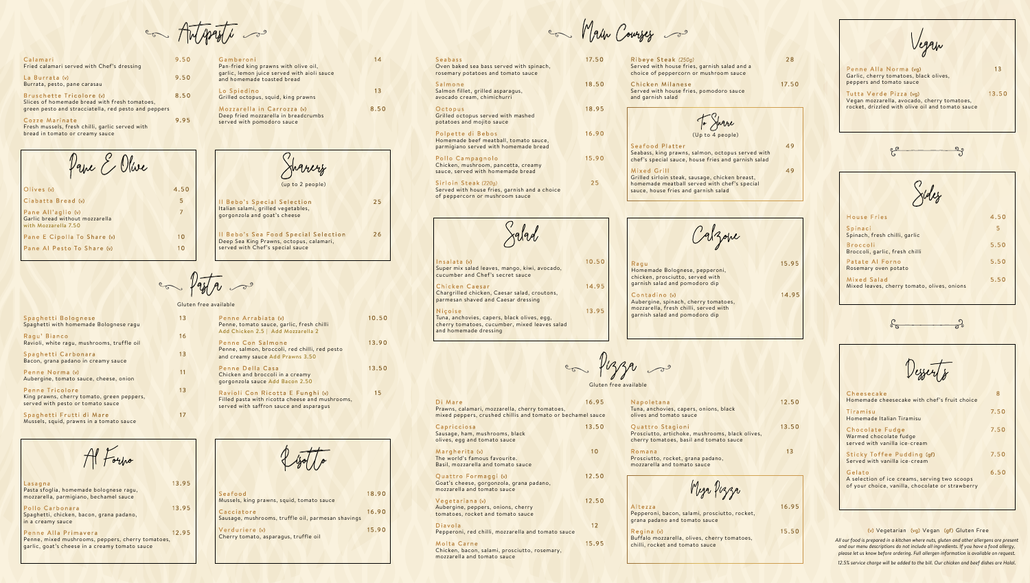# Antipasti

| | |
|---|---|
| **Calamari** Fried calamari served with Chef's dressing | 9.50 |
| **La Burrata (v)** Burrata, pesto, pane carasau | 9.50 |
| **Bruschette Tricolore (v)** Slices of homemade bread with fresh tomatoes, green pesto and stracciatella, red pesto and peppers | 8.50 |
| **Cozze Marinate** Fresh mussels, fresh chilli, garlic served with bread in tomato or creamy sauce | 9.95 |
| **Gamberoni** Pan-fried king prawns with olive oil, garlic, lemon juice served with aioli sauce and homemade toasted bread | 14 |
| **Lo Spiedino** Grilled octopus, squid, king prawns | 13 |
| **Mozzarella in Carrozza (v)** Deep fried mozzarella in breadcrumbs served with pomodoro sauce | 8.50 |

## Pane E Olive

| | |
|---|---|
| Olives (v) | 4.50 |
| Ciabatta Bread (v) | 5 |
| Pane All'aglio (v) Garlic bread without mozzarella with Mozzarella 7.50 | 7 |
| Pane E Cipolla To Share (v) | 10 |
| Pane Al Pesto To Share (v) | 10 |

## Sharers

(up to 2 people)

| | |
|---|---|
| **Il Bebo's Special Selection** Italian salami, grilled vegetables, gorgonzola and goat's cheese | 25 |
| **Il Bebo's Sea Food Special Selection** Deep Sea King Prawns, octopus, calamari, served with Chef's special sauce | 26 |

# Pasta

Gluten free available

| | |
|---|---|
| **Spaghetti Bolognese** Spaghetti with homemade Bolognese ragu | 13 |
| **Ragu' Bianco** Ravioli, white ragu, mushrooms, truffle oil | 16 |
| **Spaghetti Carbonara** Bacon, grana padano in creamy sauce | 13 |
| **Penne Norma (v)** Aubergine, tomato sauce, cheese, onion | 11 |
| **Penne Tricolore** King prawns, cherry tomato, green peppers, served with pesto or tomato sauce | 13 |
| **Spaghetti Frutti di Mare** Mussels, squid, prawns in a tomato sauce | 17 |
| **Penne Arrabiata (v)** Penne, tomato sauce, garlic, fresh chilli. Add Chicken 2.5 \| Add Mozzarella 2 | 10.50 |
| **Penne Con Salmone** Penne, salmon, broccoli, red chilli, red pesto and creamy sauce. Add Prawns 3.50 | 13.90 |
| **Penne Della Casa** Chicken and broccoli in a creamy gorgonzola sauce. Add Bacon 2.50 | 13.50 |
| **Ravioli Con Ricotta E Funghi (v)** Filled pasta with ricotta cheese and mushrooms, served with saffron sauce and asparagus | 15 |

## Al Forno

| | |
|---|---|
| **Lasagne** Pasta sfoglia, homemade bolognese ragu, mozzarella, parmigiano, bechamel sauce | 13.95 |
| **Pollo Carbonara** Spaghetti, chicken, bacon, grana padano, in a creamy sauce | 13.95 |
| **Penne Alla Primavera** Penne, mixed mushrooms, peppers, cherry tomatoes, garlic, goat's cheese in a creamy tomato sauce | 12.95 |

## Risotto

| | |
|---|---|
| **Seafood** Mussels, king prawns, squid, tomato sauce | 18.90 |
| **Cacciatore** Sausage, mushrooms, truffle oil, parmesan shavings | 16.90 |
| **Verduriere (v)** Cherry tomato, asparagus, truffle oil | 15.90 |

# Main Courses

| | |
|---|---|
| **Seabass** Oven baked sea bass served with spinach, rosemary potatoes and tomato sauce | 17.50 |
| **Salmone** Salmon fillet, grilled asparagus, avocado cream, chimichurri | 18.50 |
| **Octopus** Grilled octopus served with mashed potatoes and mojito sauce | 18.95 |
| **Polpette di Bebos** Homemade beef meatball, tomato sauce, parmigiano served with homemade bread | 16.90 |
| **Pollo Campagnolo** Chicken, mushroom, pancetta, creamy sauce, served with homemade bread | 15.90 |
| **Sirloin Steak** *(220g)* Served with house fries, garnish and a choice of peppercorn or mushroom sauce | 25 |
| **Ribeye Steak** *(250g)* Served with house fries, garnish salad and a choice of peppercorn or mushroom sauce | 28 |
| **Chicken Milanese** Served with house fries, pomodoro sauce and garnish salad | 17.50 |

## To Share

(Up to 4 people)

| | |
|---|---|
| **Seafood Platter** Seabass, king prawns, salmon, octopus served with chef's special sauce, house fries and garnish salad | 49 |
| **Mixed Grill** Grilled sirloin steak, sausage, chicken breast, homemade meatball served with chef's special sauce, house fries and garnish salad | 49 |

## Salad

| | |
|---|---|
| **Insalata (v)** Super mix salad leaves, mango, kiwi, avocado, cucumber and Chef's secret sauce | 10.50 |
| **Chicken Caesar** Chargrilled chicken, Caesar salad, croutons, parmesan shaved and Caesar dressing | 14.95 |
| **Niçoise** Tuna, anchovies, capers, black olives, egg, cherry tomatoes, cucumber, mixed leaves salad and homemade dressing | 13.95 |

## Calzone

| | |
|---|---|
| **Ragu** Homemade Bolognese, pepperoni, chicken, prosciutto, served with garnish salad and pomodoro dip | 15.95 |
| **Contadino (v)** Aubergine, spinach, cherry tomatoes, mozzarella, fresh chilli, served with garnish salad and pomodoro dip | 14.95 |

# Pizza

Gluten free available

| | |
|---|---|
| **Di Mare** Prawns, calamari, mozzarella, cherry tomatoes, mixed peppers, crushed chillis and tomato or bechamel sauce | 16.95 |
| **Capricciosa** Sausage, ham, mushrooms, black olives, egg and tomato sauce | 13.50 |
| **Margherita (v)** The world's famous favourite. Basil, mozzarella and tomato sauce | 10 |
| **Quattro Formaggi (v)** Goat's cheese, gorgonzola, grana padano, mozzarella and tomato sauce | 12.50 |
| **Vegetariana (v)** Aubergine, peppers, onions, cherry tomatoes, rocket and tomato sauce | 12.50 |
| **Diavola** Pepperoni, red chilli, mozzarella and tomato sauce | 12 |
| **Molta Carne** Chicken, bacon, salami, prosciutto, rosemary, mozzarella and tomato sauce | 15.95 |
| **Napoletana** Tuna, anchovies, capers, onions, black olives and tomato sauce | 12.50 |
| **Quattro Stagioni** Prosciutto, artichoke, mushrooms, black olives, cherry tomatoes, basil and tomato sauce | 13.50 |
| **Romana** Prosciutto, rocket, grana padano, mozzarella and tomato sauce | 13 |

## Mega Pizza

| | |
|---|---|
| **Altezza** Pepperoni, bacon, salami, prosciutto, rocket, grana padano and tomato sauce | 16.95 |
| **Regina (v)** Buffalo mozzarella, olives, cherry tomatoes, chilli, rocket and tomato sauce | 15.50 |

# Vegan

| | |
|---|---|
| **Penne Alla Norma (vg)** Garlic, cherry tomatoes, black olives, peppers and tomato sauce | 13 |
| **Tutta Verde Pizza (vg)** Vegan mozzarella, avocado, cherry tomatoes, rocket, drizzled with olive oil and tomato sauce | 13.50 |

# Sides

| | |
|---|---|
| House Fries | 4.50 |
| **Spinaci** Spinach, fresh chilli, garlic | 5 |
| **Broccoli** Broccoli, garlic, fresh chilli | 5.50 |
| **Patate Al Forno** Rosemary oven potato | 5.50 |
| **Mixed Salad** Mixed leaves, cherry tomato, olives, onions | 5.50 |

# Desserts

| | |
|---|---|
| **Cheesecake** Homemade cheesecake with chef's fruit choice | 8 |
| **Tiramisu** Homemade Italian Tiramisu | 7.50 |
| **Chocolate Fudge** Warmed chocolate fudge served with vanilla ice-cream | 7.50 |
| **Sticky Toffee Pudding (gf)** Served with vanilla ice-cream | 7.50 |
| **Gelato** A selection of ice creams, serving two scoops of your choice, vanilla, chocolate or strawberry | 6.50 |

(v) Vegetarian (vg) Vegan (gf) Gluten Free

*All our food is prepared in a kitchen where nuts, gluten and other allergens are present and our menu descriptions do not include all ingredients. If you have a food allergy, please let us know before ordering. Full allergen information is available on request.*

*12.5% service charge will be added to the bill. Our chicken and beef dishes are Halal.*